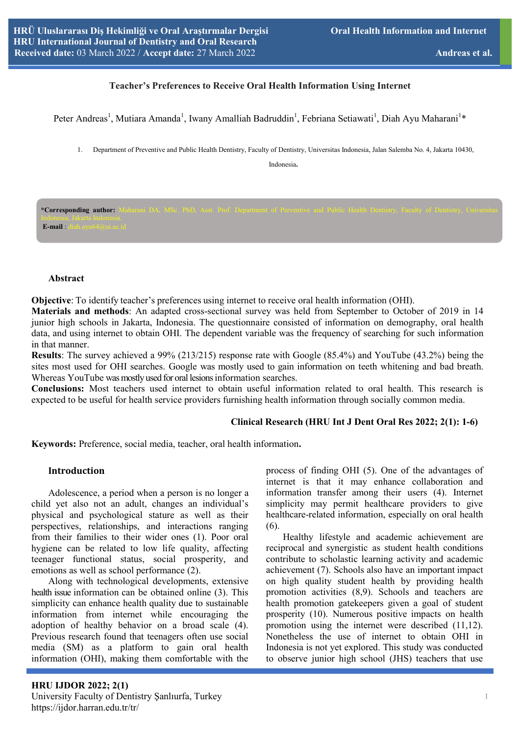# Teacher's Preferences to Receive Oral Health Information Using Internet

Peter Andreas[1], Mutiara Amanda[1], Iwany Amalliah Badruddin[1], Febriana Setiawati[1], Diah Ayu Maharani[1]*

1. Department of Preventive and Public Health Dentistry, Faculty of Dentistry, Universitas Indonesia, Jalan Salemba No. 4, Jakarta 10430, Indonesia.

**\*Corresponding author:** Maharani DA, MSc. PhD, Asst. Prof. Department of Preventive and Public Health Dentistry, Faculty of Dentistry, Universitas Indonesia, Jakarta Indonesia.
**E-mail** : diah.ayu64@ui.ac.id

## Abstract

**Objective**: To identify teacher's preferences using internet to receive oral health information (OHI).
**Materials and methods**: An adapted cross-sectional survey was held from September to October of 2019 in 14 junior high schools in Jakarta, Indonesia. The questionnaire consisted of information on demography, oral health data, and using internet to obtain OHI. The dependent variable was the frequency of searching for such information in that manner.
**Results**: The survey achieved a 99% (213/215) response rate with Google (85.4%) and YouTube (43.2%) being the sites most used for OHI searches. Google was mostly used to gain information on teeth whitening and bad breath. Whereas YouTube was mostly used for oral lesions information searches.
**Conclusions:** Most teachers used internet to obtain useful information related to oral health. This research is expected to be useful for health service providers furnishing health information through socially common media.

**Clinical Research (HRU Int J Dent Oral Res 2022; 2(1): 1-6)**

**Keywords:** Preference, social media, teacher, oral health information.

## Introduction

Adolescence, a period when a person is no longer a child yet also not an adult, changes an individual's physical and psychological stature as well as their perspectives, relationships, and interactions ranging from their families to their wider ones (1). Poor oral hygiene can be related to low life quality, affecting teenager functional status, social prosperity, and emotions as well as school performance (2).

Along with technological developments, extensive health issue information can be obtained online (3). This simplicity can enhance health quality due to sustainable information from internet while encouraging the adoption of healthy behavior on a broad scale (4). Previous research found that teenagers often use social media (SM) as a platform to gain oral health information (OHI), making them comfortable with the process of finding OHI (5). One of the advantages of internet is that it may enhance collaboration and information transfer among their users (4). Internet simplicity may permit healthcare providers to give healthcare-related information, especially on oral health (6).

Healthy lifestyle and academic achievement are reciprocal and synergistic as student health conditions contribute to scholastic learning activity and academic achievement (7). Schools also have an important impact on high quality student health by providing health promotion activities (8,9). Schools and teachers are health promotion gatekeepers given a goal of student prosperity (10). Numerous positive impacts on health promotion using the internet were described (11,12). Nonetheless the use of internet to obtain OHI in Indonesia is not yet explored. This study was conducted to observe junior high school (JHS) teachers that use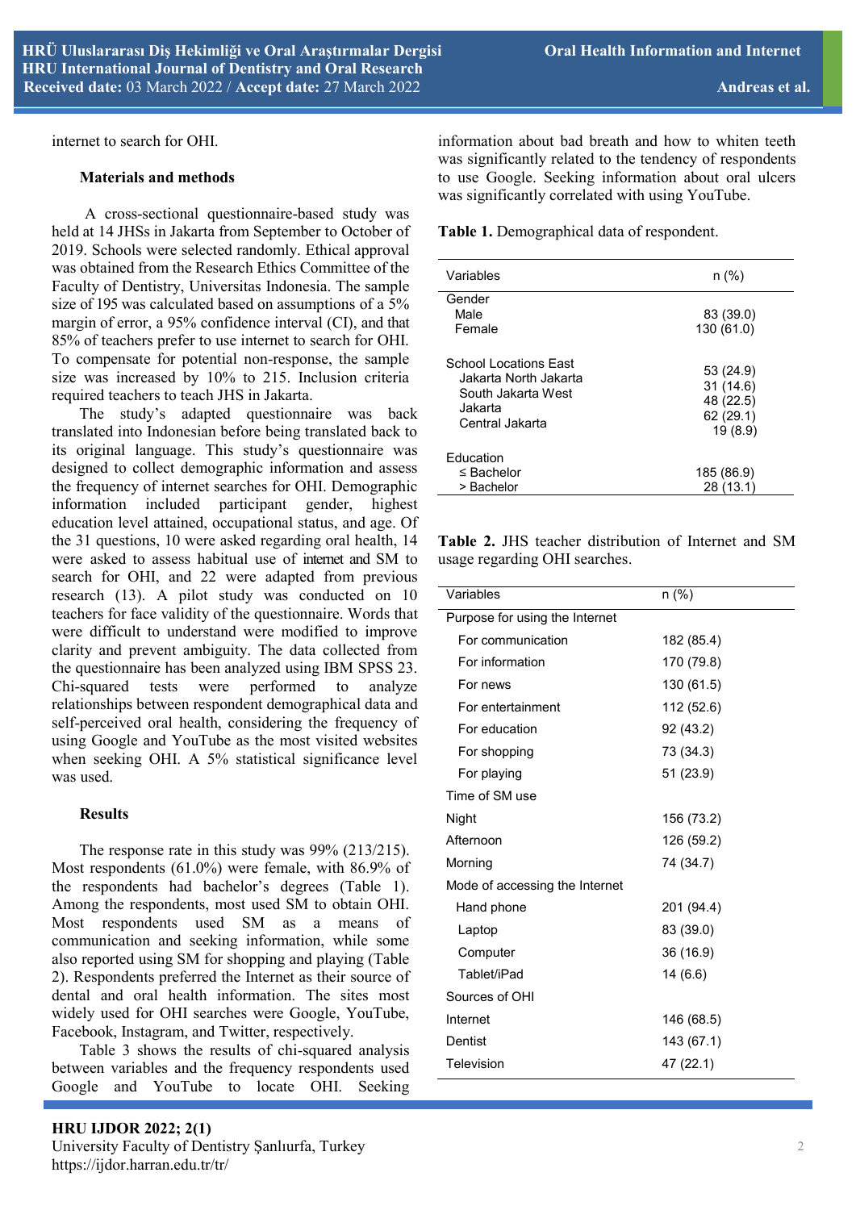internet to search for OHI.

## Materials and methods

A cross-sectional questionnaire-based study was held at 14 JHSs in Jakarta from September to October of 2019. Schools were selected randomly. Ethical approval was obtained from the Research Ethics Committee of the Faculty of Dentistry, Universitas Indonesia. The sample size of 195 was calculated based on assumptions of a 5% margin of error, a 95% confidence interval (CI), and that 85% of teachers prefer to use internet to search for OHI. To compensate for potential non-response, the sample size was increased by 10% to 215. Inclusion criteria required teachers to teach JHS in Jakarta.

The study's adapted questionnaire was back translated into Indonesian before being translated back to its original language. This study's questionnaire was designed to collect demographic information and assess the frequency of internet searches for OHI. Demographic information included participant gender, highest education level attained, occupational status, and age. Of the 31 questions, 10 were asked regarding oral health, 14 were asked to assess habitual use of internet and SM to search for OHI, and 22 were adapted from previous research (13). A pilot study was conducted on 10 teachers for face validity of the questionnaire. Words that were difficult to understand were modified to improve clarity and prevent ambiguity. The data collected from the questionnaire has been analyzed using IBM SPSS 23. Chi-squared tests were performed to analyze relationships between respondent demographical data and self-perceived oral health, considering the frequency of using Google and YouTube as the most visited websites when seeking OHI. A 5% statistical significance level was used.

## Results

The response rate in this study was 99% (213/215). Most respondents (61.0%) were female, with 86.9% of the respondents had bachelor's degrees (Table 1). Among the respondents, most used SM to obtain OHI. Most respondents used SM as a means of communication and seeking information, while some also reported using SM for shopping and playing (Table 2). Respondents preferred the Internet as their source of dental and oral health information. The sites most widely used for OHI searches were Google, YouTube, Facebook, Instagram, and Twitter, respectively.

Table 3 shows the results of chi-squared analysis between variables and the frequency respondents used Google and YouTube to locate OHI. Seeking information about bad breath and how to whiten teeth was significantly related to the tendency of respondents to use Google. Seeking information about oral ulcers was significantly correlated with using YouTube.

**Table 1.** Demographical data of respondent.

| Variables | n (%) |
|---|---|
| Gender | |
| Male | 83 (39.0) |
| Female | 130 (61.0) |
| School Locations | |
| East Jakarta | 53 (24.9) |
| North Jakarta | 31 (14.6) |
| South Jakarta | 48 (22.5) |
| West Jakarta | 62 (29.1) |
| Central Jakarta | 19 (8.9) |
| Education | |
| ≤ Bachelor | 185 (86.9) |
| > Bachelor | 28 (13.1) |

**Table 2.** JHS teacher distribution of Internet and SM usage regarding OHI searches.

| Variables | n (%) |
|---|---|
| Purpose for using the Internet | |
| For communication | 182 (85.4) |
| For information | 170 (79.8) |
| For news | 130 (61.5) |
| For entertainment | 112 (52.6) |
| For education | 92 (43.2) |
| For shopping | 73 (34.3) |
| For playing | 51 (23.9) |
| Time of SM use | |
| Night | 156 (73.2) |
| Afternoon | 126 (59.2) |
| Morning | 74 (34.7) |
| Mode of accessing the Internet | |
| Hand phone | 201 (94.4) |
| Laptop | 83 (39.0) |
| Computer | 36 (16.9) |
| Tablet/iPad | 14 (6.6) |
| Sources of OHI | |
| Internet | 146 (68.5) |
| Dentist | 143 (67.1) |
| Television | 47 (22.1) |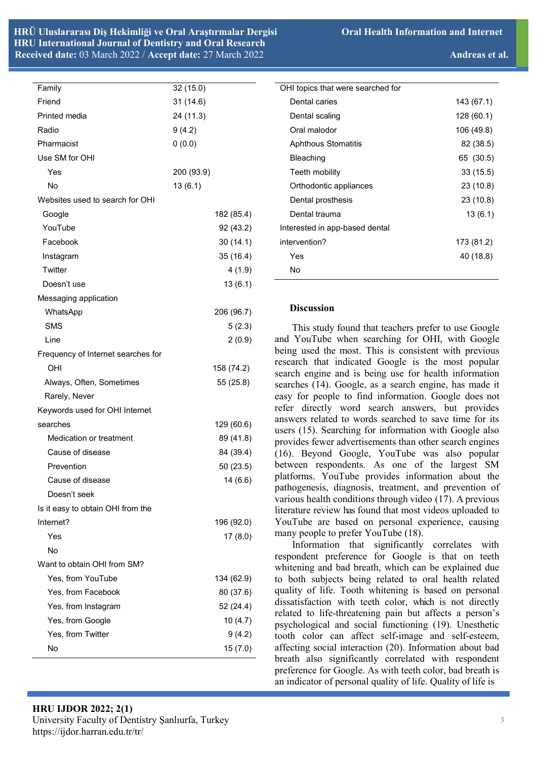| | |
|---|---|
| Family | 32 (15.0) |
| Friend | 31 (14.6) |
| Printed media | 24 (11.3) |
| Radio | 9 (4.2) |
| Pharmacist | 0 (0.0) |
| Use SM for OHI | |
| Yes | 200 (93.9) |
| No | 13 (6.1) |
| Websites used to search for OHI | |
| Google | 182 (85.4) |
| YouTube | 92 (43.2) |
| Facebook | 30 (14.1) |
| Instagram | 35 (16.4) |
| Twitter | 4 (1.9) |
| Doesn't use | 13 (6.1) |
| Messaging application | |
| WhatsApp | 206 (96.7) |
| SMS | 5 (2.3) |
| Line | 2 (0.9) |
| Frequency of Internet searches for OHI | 158 (74.2) |
| Always, Often, Sometimes | 55 (25.8) |
| Rarely, Never | |
| Keywords used for OHI Internet searches | 129 (60.6) |
| Medication or treatment | 89 (41.8) |
| Cause of disease | 84 (39.4) |
| Prevention | 50 (23.5) |
| Cause of disease | 14 (6.6) |
| Doesn't seek | |
| Is it easy to obtain OHI from the Internet? | 196 (92.0) |
| Yes | 17 (8.0) |
| No | |
| Want to obtain OHI from SM? | |
| Yes, from YouTube | 134 (62.9) |
| Yes, from Facebook | 80 (37.6) |
| Yes, from Instagram | 52 (24.4) |
| Yes, from Google | 10 (4.7) |
| Yes, from Twitter | 9 (4.2) |
| No | 15 (7.0) |
| OHI topics that were searched for | |
| Dental caries | 143 (67.1) |
| Dental scaling | 128 (60.1) |
| Oral malodor | 106 (49.8) |
| Aphthous Stomatitis | 82 (38.5) |
| Bleaching | 65 (30.5) |
| Teeth mobility | 33 (15.5) |
| Orthodontic appliances | 23 (10.8) |
| Dental prosthesis | 23 (10.8) |
| Dental trauma | 13 (6.1) |
| Interested in app-based dental intervention? | 173 (81.2) |
| Yes | 40 (18.8) |
| No | |

## Discussion

This study found that teachers prefer to use Google and YouTube when searching for OHI, with Google being used the most. This is consistent with previous research that indicated Google is the most popular search engine and is being use for health information searches (14). Google, as a search engine, has made it easy for people to find information. Google does not refer directly word search answers, but provides answers related to words searched to save time for its users (15). Searching for information with Google also provides fewer advertisements than other search engines (16). Beyond Google, YouTube was also popular between respondents. As one of the largest SM platforms, YouTube provides information about the pathogenesis, diagnosis, treatment, and prevention of various health conditions through video (17). A previous literature review has found that most videos uploaded to YouTube are based on personal experience, causing many people to prefer YouTube (18).

Information that significantly correlates with respondent preference for Google is that on teeth whitening and bad breath, which can be explained due to both subjects being related to oral health related quality of life. Tooth whitening is based on personal dissatisfaction with teeth color, which is not directly related to life-threatening pain but affects a person's psychological and social functioning (19). Unesthetic tooth color can affect self-image and self-esteem, affecting social interaction (20). Information about bad breath also significantly correlated with respondent preference for Google. As with teeth color, bad breath is an indicator of personal quality of life. Quality of life is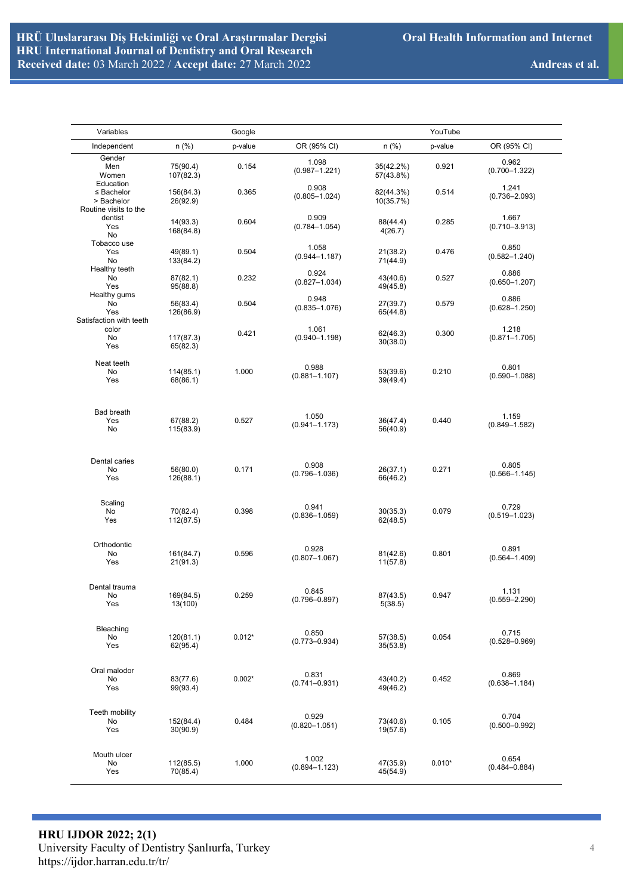| Variables | | Google | | | YouTube | |
|---|---|---|---|---|---|---|
| Independent | n (%) | p-value | OR (95% CI) | n (%) | p-value | OR (95% CI) |
| Gender | | | | | | |
| Men | 75(90.4) | 0.154 | 1.098 (0.987–1.221) | 35(42.2%) | 0.921 | 0.962 (0.700–1.322) |
| Women | 107(82.3) | | | 57(43.8%) | | |
| Education | | | | | | |
| ≤ Bachelor | 156(84.3) | 0.365 | 0.908 (0.805–1.024) | 82(44.3%) | 0.514 | 1.241 (0.736–2.093) |
| > Bachelor | 26(92.9) | | | 10(35.7%) | | |
| Routine visits to the dentist | | | | | | |
| Yes | 14(93.3) | 0.604 | 0.909 (0.784–1.054) | 88(44.4) | 0.285 | 1.667 (0.710–3.913) |
| No | 168(84.8) | | | 4(26.7) | | |
| Tobacco use | | | | | | |
| Yes | 49(89.1) | 0.504 | 1.058 (0.944–1.187) | 21(38.2) | 0.476 | 0.850 (0.582–1.240) |
| No | 133(84.2) | | | 71(44.9) | | |
| Healthy teeth | | | | | | |
| No | 87(82.1) | 0.232 | 0.924 (0.827–1.034) | 43(40.6) | 0.527 | 0.886 (0.650–1.207) |
| Yes | 95(88.8) | | | 49(45.8) | | |
| Healthy gums | | | | | | |
| No | 56(83.4) | 0.504 | 0.948 (0.835–1.076) | 27(39.7) | 0.579 | 0.886 (0.628–1.250) |
| Yes | 126(86.9) | | | 65(44.8) | | |
| Satisfaction with teeth color | | | | | | |
| No | 117(87.3) | 0.421 | 1.061 (0.940–1.198) | 62(46.3) | 0.300 | 1.218 (0.871–1.705) |
| Yes | 65(82.3) | | | 30(38.0) | | |
| Neat teeth | | | | | | |
| No | 114(85.1) | 1.000 | 0.988 (0.881–1.107) | 53(39.6) | 0.210 | 0.801 (0.590–1.088) |
| Yes | 68(86.1) | | | 39(49.4) | | |
| Bad breath | | | | | | |
| Yes | 67(88.2) | 0.527 | 1.050 (0.941–1.173) | 36(47.4) | 0.440 | 1.159 (0.849–1.582) |
| No | 115(83.9) | | | 56(40.9) | | |
| Dental caries | | | | | | |
| No | 56(80.0) | 0.171 | 0.908 (0.796–1.036) | 26(37.1) | 0.271 | 0.805 (0.566–1.145) |
| Yes | 126(88.1) | | | 66(46.2) | | |
| Scaling | | | | | | |
| No | 70(82.4) | 0.398 | 0.941 (0.836–1.059) | 30(35.3) | 0.079 | 0.729 (0.519–1.023) |
| Yes | 112(87.5) | | | 62(48.5) | | |
| Orthodontic | | | | | | |
| No | 161(84.7) | 0.596 | 0.928 (0.807–1.067) | 81(42.6) | 0.801 | 0.891 (0.564–1.409) |
| Yes | 21(91.3) | | | 11(57.8) | | |
| Dental trauma | | | | | | |
| No | 169(84.5) | 0.259 | 0.845 (0.796–0.897) | 87(43.5) | 0.947 | 1.131 (0.559–2.290) |
| Yes | 13(100) | | | 5(38.5) | | |
| Bleaching | | | | | | |
| No | 120(81.1) | 0.012* | 0.850 (0.773–0.934) | 57(38.5) | 0.054 | 0.715 (0.528–0.969) |
| Yes | 62(95.4) | | | 35(53.8) | | |
| Oral malodor | | | | | | |
| No | 83(77.6) | 0.002* | 0.831 (0.741–0.931) | 43(40.2) | 0.452 | 0.869 (0.638–1.184) |
| Yes | 99(93.4) | | | 49(46.2) | | |
| Teeth mobility | | | | | | |
| No | 152(84.4) | 0.484 | 0.929 (0.820–1.051) | 73(40.6) | 0.105 | 0.704 (0.500–0.992) |
| Yes | 30(90.9) | | | 19(57.6) | | |
| Mouth ulcer | | | | | | |
| No | 112(85.5) | 1.000 | 1.002 (0.894–1.123) | 47(35.9) | 0.010* | 0.654 (0.484–0.884) |
| Yes | 70(85.4) | | | 45(54.9) | | |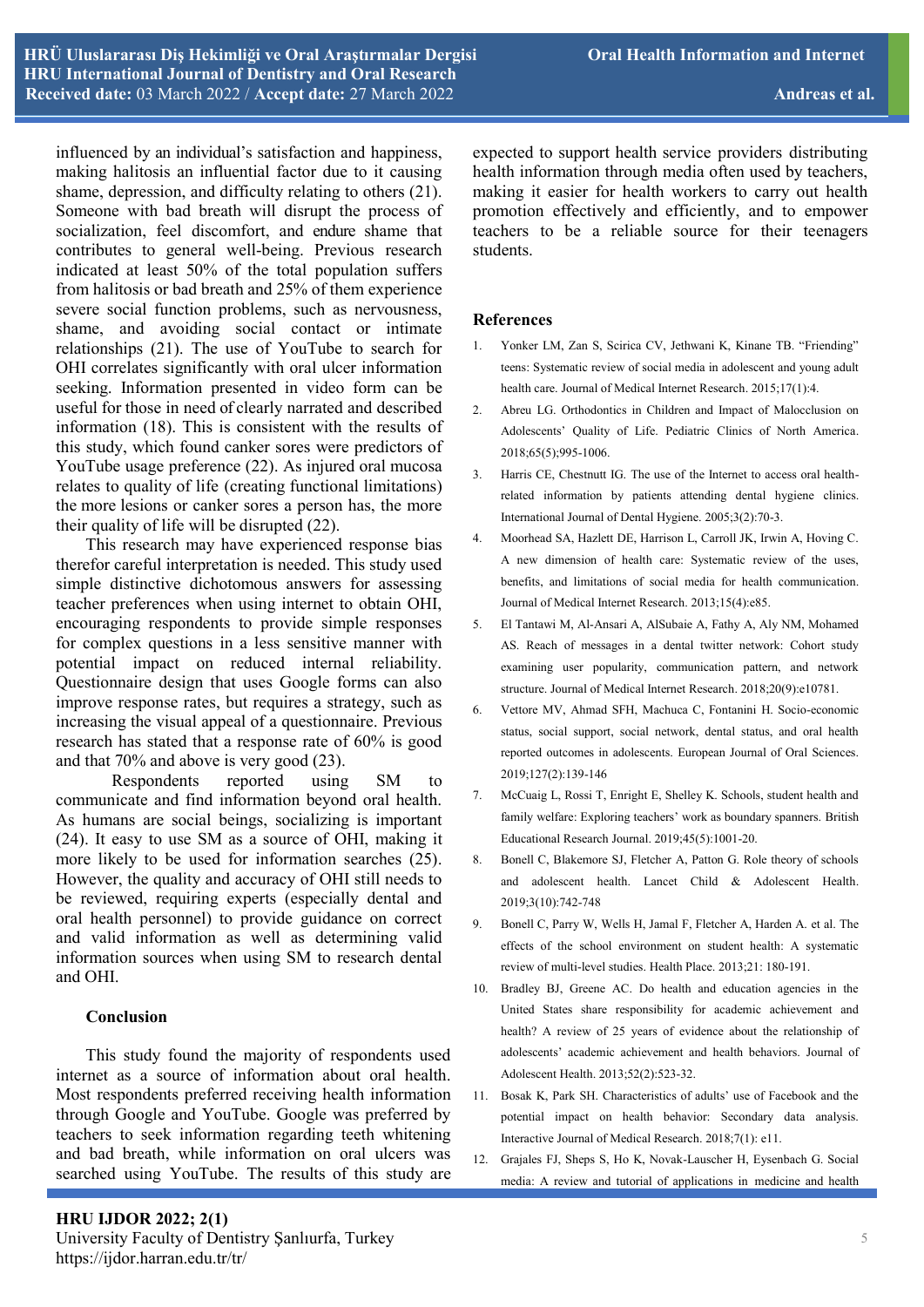influenced by an individual's satisfaction and happiness, making halitosis an influential factor due to it causing shame, depression, and difficulty relating to others (21). Someone with bad breath will disrupt the process of socialization, feel discomfort, and endure shame that contributes to general well-being. Previous research indicated at least 50% of the total population suffers from halitosis or bad breath and 25% of them experience severe social function problems, such as nervousness, shame, and avoiding social contact or intimate relationships (21). The use of YouTube to search for OHI correlates significantly with oral ulcer information seeking. Information presented in video form can be useful for those in need of clearly narrated and described information (18). This is consistent with the results of this study, which found canker sores were predictors of YouTube usage preference (22). As injured oral mucosa relates to quality of life (creating functional limitations) the more lesions or canker sores a person has, the more their quality of life will be disrupted (22).

This research may have experienced response bias therefor careful interpretation is needed. This study used simple distinctive dichotomous answers for assessing teacher preferences when using internet to obtain OHI, encouraging respondents to provide simple responses for complex questions in a less sensitive manner with potential impact on reduced internal reliability. Questionnaire design that uses Google forms can also improve response rates, but requires a strategy, such as increasing the visual appeal of a questionnaire. Previous research has stated that a response rate of 60% is good and that 70% and above is very good (23).

Respondents reported using SM to communicate and find information beyond oral health. As humans are social beings, socializing is important (24). It easy to use SM as a source of OHI, making it more likely to be used for information searches (25). However, the quality and accuracy of OHI still needs to be reviewed, requiring experts (especially dental and oral health personnel) to provide guidance on correct and valid information as well as determining valid information sources when using SM to research dental and OHI.

## Conclusion

This study found the majority of respondents used internet as a source of information about oral health. Most respondents preferred receiving health information through Google and YouTube. Google was preferred by teachers to seek information regarding teeth whitening and bad breath, while information on oral ulcers was searched using YouTube. The results of this study are expected to support health service providers distributing health information through media often used by teachers, making it easier for health workers to carry out health promotion effectively and efficiently, and to empower teachers to be a reliable source for their teenagers students.

## References

1. Yonker LM, Zan S, Scirica CV, Jethwani K, Kinane TB. "Friending" teens: Systematic review of social media in adolescent and young adult health care. Journal of Medical Internet Research. 2015;17(1):4.
2. Abreu LG. Orthodontics in Children and Impact of Malocclusion on Adolescents' Quality of Life. Pediatric Clinics of North America. 2018;65(5);995-1006.
3. Harris CE, Chestnutt IG. The use of the Internet to access oral health-related information by patients attending dental hygiene clinics. International Journal of Dental Hygiene. 2005;3(2):70-3.
4. Moorhead SA, Hazlett DE, Harrison L, Carroll JK, Irwin A, Hoving C. A new dimension of health care: Systematic review of the uses, benefits, and limitations of social media for health communication. Journal of Medical Internet Research. 2013;15(4):e85.
5. El Tantawi M, Al-Ansari A, AlSubaie A, Fathy A, Aly NM, Mohamed AS. Reach of messages in a dental twitter network: Cohort study examining user popularity, communication pattern, and network structure. Journal of Medical Internet Research. 2018;20(9):e10781.
6. Vettore MV, Ahmad SFH, Machuca C, Fontanini H. Socio-economic status, social support, social network, dental status, and oral health reported outcomes in adolescents. European Journal of Oral Sciences. 2019;127(2):139-146
7. McCuaig L, Rossi T, Enright E, Shelley K. Schools, student health and family welfare: Exploring teachers' work as boundary spanners. British Educational Research Journal. 2019;45(5):1001-20.
8. Bonell C, Blakemore SJ, Fletcher A, Patton G. Role theory of schools and adolescent health. Lancet Child & Adolescent Health. 2019;3(10):742-748
9. Bonell C, Parry W, Wells H, Jamal F, Fletcher A, Harden A. et al. The effects of the school environment on student health: A systematic review of multi-level studies. Health Place. 2013;21: 180-191.
10. Bradley BJ, Greene AC. Do health and education agencies in the United States share responsibility for academic achievement and health? A review of 25 years of evidence about the relationship of adolescents' academic achievement and health behaviors. Journal of Adolescent Health. 2013;52(2):523-32.
11. Bosak K, Park SH. Characteristics of adults' use of Facebook and the potential impact on health behavior: Secondary data analysis. Interactive Journal of Medical Research. 2018;7(1): e11.
12. Grajales FJ, Sheps S, Ho K, Novak-Lauscher H, Eysenbach G. Social media: A review and tutorial of applications in medicine and health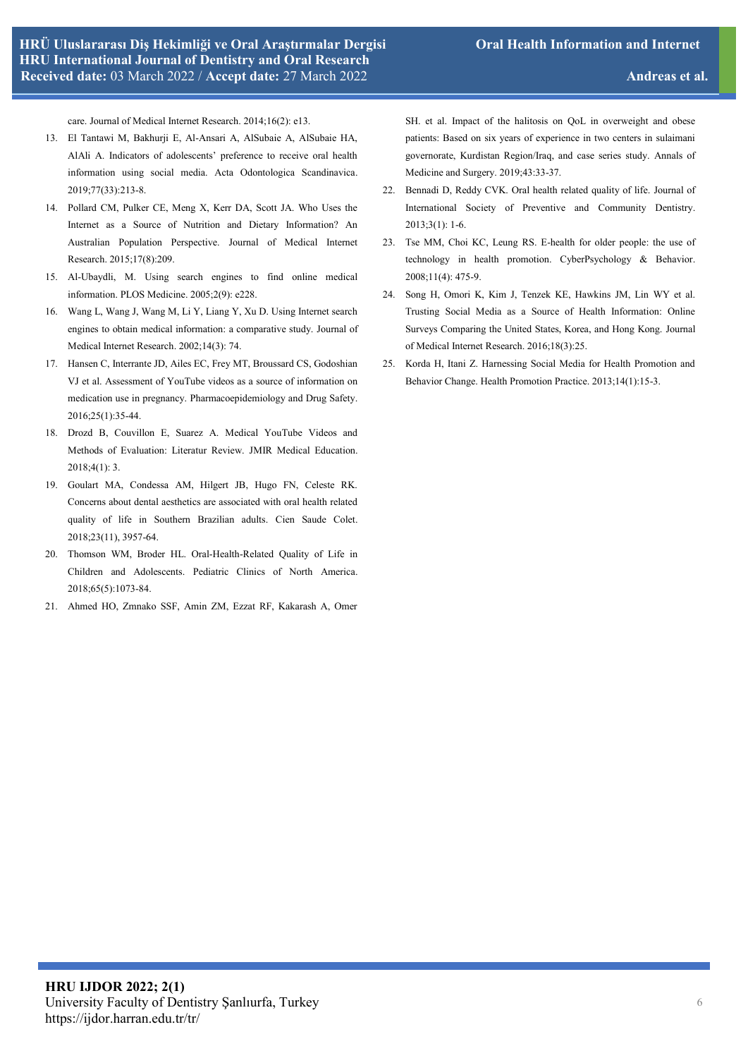care. Journal of Medical Internet Research. 2014;16(2): e13.

13. El Tantawi M, Bakhurji E, Al-Ansari A, AlSubaie A, AlSubaie HA, AlAli A. Indicators of adolescents' preference to receive oral health information using social media. Acta Odontologica Scandinavica. 2019;77(33):213-8.
14. Pollard CM, Pulker CE, Meng X, Kerr DA, Scott JA. Who Uses the Internet as a Source of Nutrition and Dietary Information? An Australian Population Perspective. Journal of Medical Internet Research. 2015;17(8):209.
15. Al-Ubaydli, M. Using search engines to find online medical information. PLOS Medicine. 2005;2(9): e228.
16. Wang L, Wang J, Wang M, Li Y, Liang Y, Xu D. Using Internet search engines to obtain medical information: a comparative study. Journal of Medical Internet Research. 2002;14(3): 74.
17. Hansen C, Interrante JD, Ailes EC, Frey MT, Broussard CS, Godoshian VJ et al. Assessment of YouTube videos as a source of information on medication use in pregnancy. Pharmacoepidemiology and Drug Safety. 2016;25(1):35-44.
18. Drozd B, Couvillon E, Suarez A. Medical YouTube Videos and Methods of Evaluation: Literatur Review. JMIR Medical Education. 2018;4(1): 3.
19. Goulart MA, Condessa AM, Hilgert JB, Hugo FN, Celeste RK. Concerns about dental aesthetics are associated with oral health related quality of life in Southern Brazilian adults. Cien Saude Colet. 2018;23(11), 3957-64.
20. Thomson WM, Broder HL. Oral-Health-Related Quality of Life in Children and Adolescents. Pediatric Clinics of North America. 2018;65(5):1073-84.
21. Ahmed HO, Zmnako SSF, Amin ZM, Ezzat RF, Kakarash A, Omer SH. et al. Impact of the halitosis on QoL in overweight and obese patients: Based on six years of experience in two centers in sulaimani governorate, Kurdistan Region/Iraq, and case series study. Annals of Medicine and Surgery. 2019;43:33-37.
22. Bennadi D, Reddy CVK. Oral health related quality of life. Journal of International Society of Preventive and Community Dentistry. 2013;3(1): 1-6.
23. Tse MM, Choi KC, Leung RS. E-health for older people: the use of technology in health promotion. CyberPsychology & Behavior. 2008;11(4): 475-9.
24. Song H, Omori K, Kim J, Tenzek KE, Hawkins JM, Lin WY et al. Trusting Social Media as a Source of Health Information: Online Surveys Comparing the United States, Korea, and Hong Kong. Journal of Medical Internet Research. 2016;18(3):25.
25. Korda H, Itani Z. Harnessing Social Media for Health Promotion and Behavior Change. Health Promotion Practice. 2013;14(1):15-3.